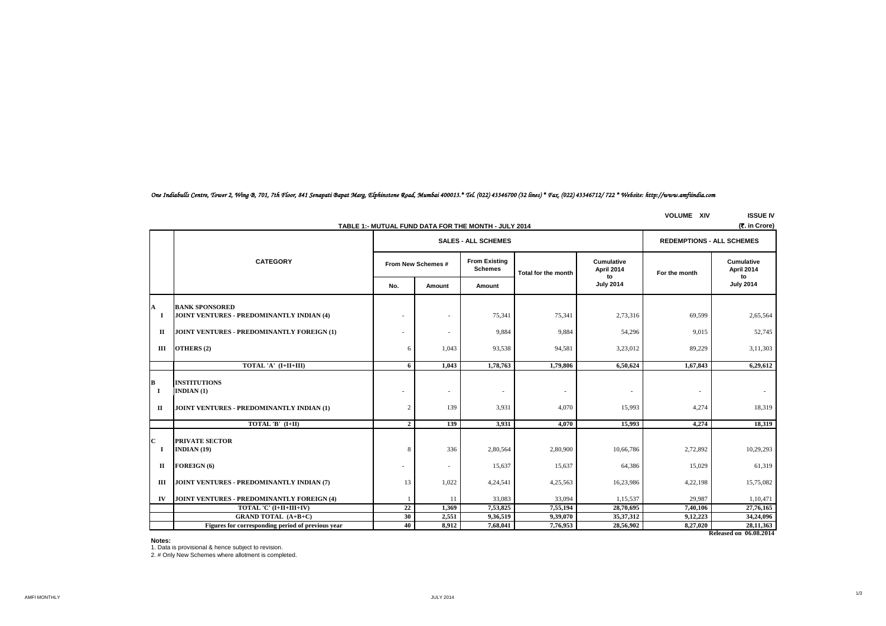*One Indiabulls Centre, Tower 2, Wing B, 701, 7th Floor, 841 Senapati Bapat Marg, Elphinstone Road, Mumbai 400013.* Tel. (022) 43346700 (32 lines) * Fax. (022) 43346712/ 722 * Website: http://www.amfiindia.com*

VOLUME XIV ISSUE IV

## TABLE 1:- MUTUAL FUND DATA FOR THE MONTH - JULY 2014

(₹. in Crore)

| | CATEGORY | SALES - ALL SCHEMES | | | | | REDEMPTIONS - ALL SCHEMES | |
|---|---|---|---|---|---|---|---|---|
| | | From New Schemes # | | From Existing Schemes | Total for the month | Cumulative April 2014 to July 2014 | For the month | Cumulative April 2014 to July 2014 |
| | | No. | Amount | Amount | | | | |
| **A** | **BANK SPONSORED** | | | | | | | |
| **I** | **JOINT VENTURES - PREDOMINANTLY INDIAN (4)** | - | - | 75,341 | 75,341 | 2,73,316 | 69,599 | 2,65,564 |
| **II** | **JOINT VENTURES - PREDOMINANTLY FOREIGN (1)** | - | - | 9,884 | 9,884 | 54,296 | 9,015 | 52,745 |
| **III** | **OTHERS (2)** | 6 | 1,043 | 93,538 | 94,581 | 3,23,012 | 89,229 | 3,11,303 |
| | **TOTAL 'A' (I+II+III)** | **6** | **1,043** | **1,78,763** | **1,79,806** | **6,50,624** | **1,67,843** | **6,29,612** |
| **B** | **INSTITUTIONS** | | | | | | | |
| **I** | **INDIAN (1)** | - | - | - | - | - | - | - |
| **II** | **JOINT VENTURES - PREDOMINANTLY INDIAN (1)** | 2 | 139 | 3,931 | 4,070 | 15,993 | 4,274 | 18,319 |
| | **TOTAL 'B' (I+II)** | **2** | **139** | **3,931** | **4,070** | **15,993** | **4,274** | **18,319** |
| **C** | **PRIVATE SECTOR** | | | | | | | |
| **I** | **INDIAN (19)** | 8 | 336 | 2,80,564 | 2,80,900 | 10,66,786 | 2,72,892 | 10,29,293 |
| **II** | **FOREIGN (6)** | - | - | 15,637 | 15,637 | 64,386 | 15,029 | 61,319 |
| **III** | **JOINT VENTURES - PREDOMINANTLY INDIAN (7)** | 13 | 1,022 | 4,24,541 | 4,25,563 | 16,23,986 | 4,22,198 | 15,75,082 |
| **IV** | **JOINT VENTURES - PREDOMINANTLY FOREIGN (4)** | 1 | 11 | 33,083 | 33,094 | 1,15,537 | 29,987 | 1,10,471 |
| | **TOTAL 'C' (I+II+III+IV)** | **22** | **1,369** | **7,53,825** | **7,55,194** | **28,70,695** | **7,40,106** | **27,76,165** |
| | **GRAND TOTAL (A+B+C)** | **30** | **2,551** | **9,36,519** | **9,39,070** | **35,37,312** | **9,12,223** | **34,24,096** |
| | **Figures for corresponding period of previous year** | **40** | **8,912** | **7,68,041** | **7,76,953** | **28,56,902** | **8,27,020** | **28,11,363** |

**Released on 06.08.2014**

**Notes:**

1. Data is provisional & hence subject to revision.
2. # Only New Schemes where allotment is completed.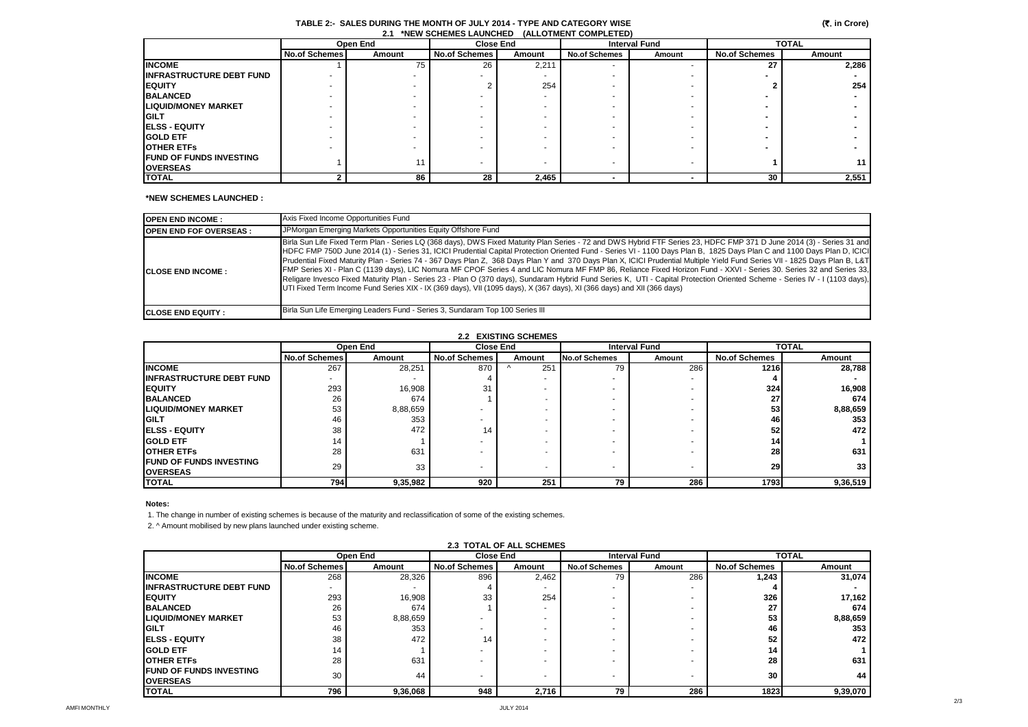## TABLE 2:- SALES DURING THE MONTH OF JULY 2014 - TYPE AND CATEGORY WISE

(₹. in Crore)

### 2.1 *NEW SCHEMES LAUNCHED (ALLOTMENT COMPLETED)

| | Open End | | Close End | | Interval Fund | | TOTAL | |
|---|---|---|---|---|---|---|---|---|
| | No.of Schemes | Amount | No.of Schemes | Amount | No.of Schemes | Amount | No.of Schemes | Amount |
| **INCOME** | 1 | 75 | 26 | 2,211 | - | - | 27 | 2,286 |
| **INFRASTRUCTURE DEBT FUND** | - | - | - | - | - | - | - | - |
| **EQUITY** | - | - | 2 | 254 | - | - | 2 | 254 |
| **BALANCED** | - | - | - | - | - | - | - | - |
| **LIQUID/MONEY MARKET** | - | - | - | - | - | - | - | - |
| **GILT** | - | - | - | - | - | - | - | - |
| **ELSS - EQUITY** | - | - | - | - | - | - | - | - |
| **GOLD ETF** | - | - | - | - | - | - | - | - |
| **OTHER ETFs** | - | - | - | - | - | - | - | - |
| **FUND OF FUNDS INVESTING OVERSEAS** | 1 | 11 | - | - | - | - | 1 | 11 |
| **TOTAL** | 2 | 86 | 28 | 2,465 | - | - | 30 | 2,551 |

**\*NEW SCHEMES LAUNCHED :**

| | |
|---|---|
| **OPEN END INCOME :** | Axis Fixed Income Opportunities Fund |
| **OPEN END FOF OVERSEAS :** | JPMorgan Emerging Markets Opportunities Equity Offshore Fund |
| **CLOSE END INCOME :** | Birla Sun Life Fixed Term Plan - Series LQ (368 days), DWS Fixed Maturity Plan Series - 72 and DWS Hybrid FTF Series 23, HDFC FMP 371 D June 2014 (3) - Series 31 and HDFC FMP 750D June 2014 (1) - Series 31, ICICI Prudential Capital Protection Oriented Fund - Series VI - 1100 Days Plan B, 1825 Days Plan C and 1100 Days Plan D, ICICI Prudential Fixed Maturity Plan - Series 74 - 367 Days Plan Z, 368 Days Plan Y and 370 Days Plan X, ICICI Prudential Multiple Yield Fund Series VII - 1825 Days Plan B, L&T FMP Series XI - Plan C (1139 days), LIC Nomura MF CPOF Series 4 and LIC Nomura MF FMP 86, Reliance Fixed Horizon Fund - XXVI - Series 30. Series 32 and Series 33, Religare Invesco Fixed Maturity Plan - Series 23 - Plan O (370 days), Sundaram Hybrid Fund Series K, UTI - Capital Protection Oriented Scheme - Series IV - I (1103 days), UTI Fixed Term Income Fund Series XIX - IX (369 days), VII (1095 days), X (367 days), XI (366 days) and XII (366 days) |
| **CLOSE END EQUITY :** | Birla Sun Life Emerging Leaders Fund - Series 3, Sundaram Top 100 Series III |

### 2.2 EXISTING SCHEMES

| | Open End | | Close End | | Interval Fund | | TOTAL | |
|---|---|---|---|---|---|---|---|---|
| | No.of Schemes | Amount | No.of Schemes | Amount | No.of Schemes | Amount | No.of Schemes | Amount |
| **INCOME** | 267 | 28,251 | 870 | ^ 251 | 79 | 286 | 1216 | 28,788 |
| **INFRASTRUCTURE DEBT FUND** | - | - | 4 | - | - | - | 4 | - |
| **EQUITY** | 293 | 16,908 | 31 | - | - | - | 324 | 16,908 |
| **BALANCED** | 26 | 674 | 1 | - | - | - | 27 | 674 |
| **LIQUID/MONEY MARKET** | 53 | 8,88,659 | - | - | - | - | 53 | 8,88,659 |
| **GILT** | 46 | 353 | - | - | - | - | 46 | 353 |
| **ELSS - EQUITY** | 38 | 472 | 14 | - | - | - | 52 | 472 |
| **GOLD ETF** | 14 | 1 | - | - | - | - | 14 | 1 |
| **OTHER ETFs** | 28 | 631 | - | - | - | - | 28 | 631 |
| **FUND OF FUNDS INVESTING OVERSEAS** | 29 | 33 | - | - | - | - | 29 | 33 |
| **TOTAL** | 794 | 9,35,982 | 920 | 251 | 79 | 286 | 1793 | 9,36,519 |

**Notes:**

1. The change in number of existing schemes is because of the maturity and reclassification of some of the existing schemes.
2. ^ Amount mobilised by new plans launched under existing scheme.

### 2.3 TOTAL OF ALL SCHEMES

| | Open End | | Close End | | Interval Fund | | TOTAL | |
|---|---|---|---|---|---|---|---|---|
| | No.of Schemes | Amount | No.of Schemes | Amount | No.of Schemes | Amount | No.of Schemes | Amount |
| **INCOME** | 268 | 28,326 | 896 | 2,462 | 79 | 286 | 1,243 | 31,074 |
| **INFRASTRUCTURE DEBT FUND** | - | - | 4 | - | - | - | 4 | - |
| **EQUITY** | 293 | 16,908 | 33 | 254 | - | - | 326 | 17,162 |
| **BALANCED** | 26 | 674 | 1 | - | - | - | 27 | 674 |
| **LIQUID/MONEY MARKET** | 53 | 8,88,659 | - | - | - | - | 53 | 8,88,659 |
| **GILT** | 46 | 353 | - | - | - | - | 46 | 353 |
| **ELSS - EQUITY** | 38 | 472 | 14 | - | - | - | 52 | 472 |
| **GOLD ETF** | 14 | 1 | - | - | - | - | 14 | 1 |
| **OTHER ETFs** | 28 | 631 | - | - | - | - | 28 | 631 |
| **FUND OF FUNDS INVESTING OVERSEAS** | 30 | 44 | - | - | - | - | 30 | 44 |
| **TOTAL** | 796 | 9,36,068 | 948 | 2,716 | 79 | 286 | 1823 | 9,39,070 |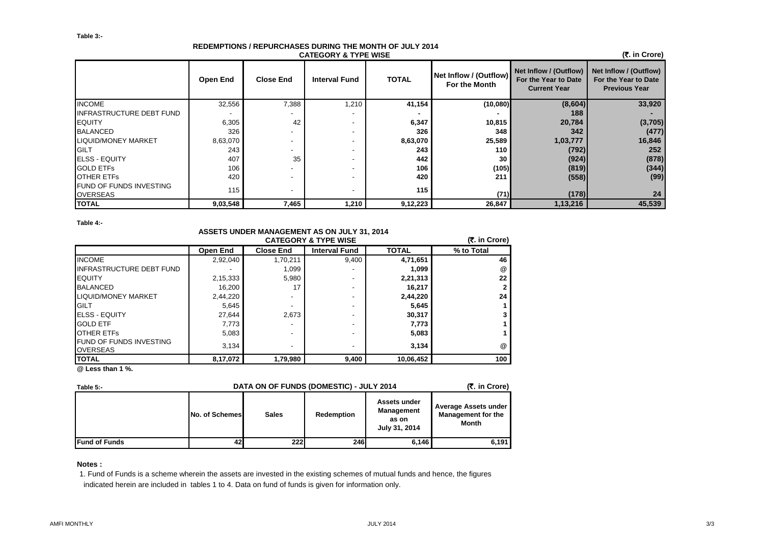**Table 3:-**

## REDEMPTIONS / REPURCHASES DURING THE MONTH OF JULY 2014

**CATEGORY & TYPE WISE** (₹. in Crore)

| | Open End | Close End | Interval Fund | TOTAL | Net Inflow / (Outflow) For the Month | Net Inflow / (Outflow) For the Year to Date Current Year | Net Inflow / (Outflow) For the Year to Date Previous Year |
|---|---|---|---|---|---|---|---|
| INCOME | 32,556 | 7,388 | 1,210 | 41,154 | (10,080) | (8,604) | 33,920 |
| INFRASTRUCTURE DEBT FUND | - | - | - | - | - | 188 | - |
| EQUITY | 6,305 | 42 | - | 6,347 | 10,815 | 20,784 | (3,705) |
| BALANCED | 326 | - | - | 326 | 348 | 342 | (477) |
| LIQUID/MONEY MARKET | 8,63,070 | - | - | 8,63,070 | 25,589 | 1,03,777 | 16,846 |
| GILT | 243 | - | - | 243 | 110 | (792) | 252 |
| ELSS - EQUITY | 407 | 35 | - | 442 | 30 | (924) | (878) |
| GOLD ETFs | 106 | - | - | 106 | (105) | (819) | (344) |
| OTHER ETFs | 420 | - | - | 420 | 211 | (558) | (99) |
| FUND OF FUNDS INVESTING OVERSEAS | 115 | - | - | 115 | (71) | (178) | 24 |
| **TOTAL** | **9,03,548** | **7,465** | **1,210** | **9,12,223** | **26,847** | **1,13,216** | **45,539** |

**Table 4:-**

## ASSETS UNDER MANAGEMENT AS ON JULY 31, 2014

**CATEGORY & TYPE WISE** (₹. in Crore)

| | Open End | Close End | Interval Fund | TOTAL | % to Total |
|---|---|---|---|---|---|
| INCOME | 2,92,040 | 1,70,211 | 9,400 | 4,71,651 | 46 |
| INFRASTRUCTURE DEBT FUND | - | 1,099 | - | 1,099 | @ |
| EQUITY | 2,15,333 | 5,980 | - | 2,21,313 | 22 |
| BALANCED | 16,200 | 17 | - | 16,217 | 2 |
| LIQUID/MONEY MARKET | 2,44,220 | - | - | 2,44,220 | 24 |
| GILT | 5,645 | - | - | 5,645 | 1 |
| ELSS - EQUITY | 27,644 | 2,673 | - | 30,317 | 3 |
| GOLD ETF | 7,773 | - | - | 7,773 | 1 |
| OTHER ETFs | 5,083 | - | - | 5,083 | 1 |
| FUND OF FUNDS INVESTING OVERSEAS | 3,134 | - | - | 3,134 | @ |
| **TOTAL** | **8,17,072** | **1,79,980** | **9,400** | **10,06,452** | **100** |

**@ Less than 1 %.**

**Table 5:-**

## DATA ON OF FUNDS (DOMESTIC) - JULY 2014

(₹. in Crore)

| | No. of Schemes | Sales | Redemption | Assets under Management as on July 31, 2014 | Average Assets under Management for the Month |
|---|---|---|---|---|---|
| **Fund of Funds** | 42 | 222 | 246 | 6,146 | 6,191 |

**Notes :**

1. Fund of Funds is a scheme wherein the assets are invested in the existing schemes of mutual funds and hence, the figures indicated herein are included in tables 1 to 4. Data on fund of funds is given for information only.